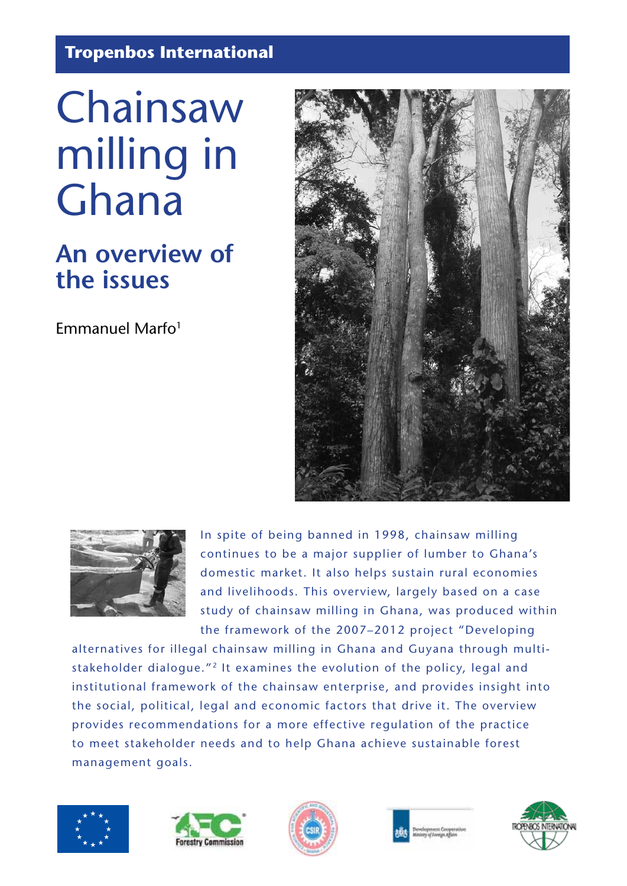Tropenbos International

# Chainsaw milling in Ghana

## An overview of the issues

Emmanuel Marfo[1]

In spite of being banned in 1998, chainsaw milling continues to be a major supplier of lumber to Ghana's domestic market. It also helps sustain rural economies and livelihoods. This overview, largely based on a case study of chainsaw milling in Ghana, was produced within the framework of the 2007–2012 project "Developing alternatives for illegal chainsaw milling in Ghana and Guyana through multi-stakeholder dialogue."[2] It examines the evolution of the policy, legal and institutional framework of the chainsaw enterprise, and provides insight into the social, political, legal and economic factors that drive it. The overview provides recommendations for a more effective regulation of the practice to meet stakeholder needs and to help Ghana achieve sustainable forest management goals.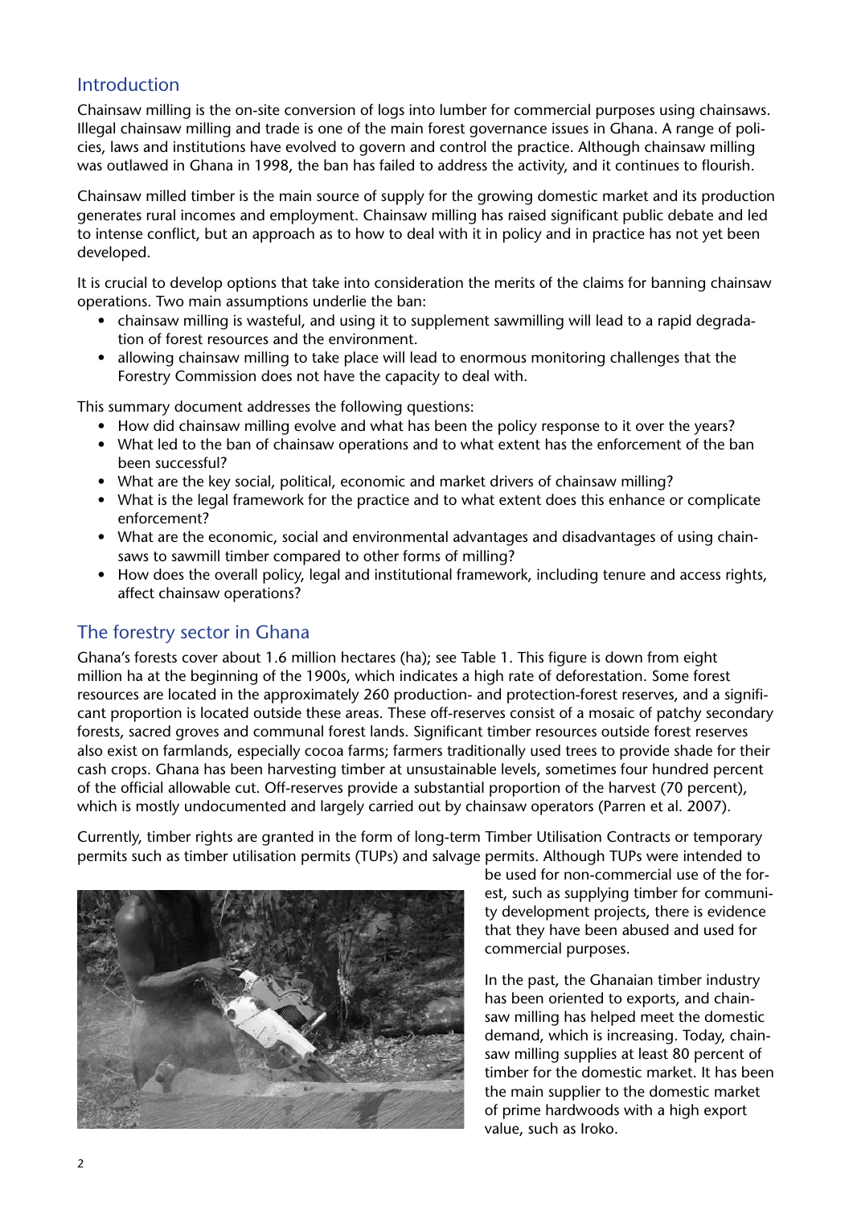## Introduction

Chainsaw milling is the on-site conversion of logs into lumber for commercial purposes using chainsaws. Illegal chainsaw milling and trade is one of the main forest governance issues in Ghana. A range of policies, laws and institutions have evolved to govern and control the practice. Although chainsaw milling was outlawed in Ghana in 1998, the ban has failed to address the activity, and it continues to flourish.

Chainsaw milled timber is the main source of supply for the growing domestic market and its production generates rural incomes and employment. Chainsaw milling has raised significant public debate and led to intense conflict, but an approach as to how to deal with it in policy and in practice has not yet been developed.

It is crucial to develop options that take into consideration the merits of the claims for banning chainsaw operations. Two main assumptions underlie the ban:

- chainsaw milling is wasteful, and using it to supplement sawmilling will lead to a rapid degradation of forest resources and the environment.
- allowing chainsaw milling to take place will lead to enormous monitoring challenges that the Forestry Commission does not have the capacity to deal with.

This summary document addresses the following questions:

- How did chainsaw milling evolve and what has been the policy response to it over the years?
- What led to the ban of chainsaw operations and to what extent has the enforcement of the ban been successful?
- What are the key social, political, economic and market drivers of chainsaw milling?
- What is the legal framework for the practice and to what extent does this enhance or complicate enforcement?
- What are the economic, social and environmental advantages and disadvantages of using chainsaws to sawmill timber compared to other forms of milling?
- How does the overall policy, legal and institutional framework, including tenure and access rights, affect chainsaw operations?

## The forestry sector in Ghana

Ghana's forests cover about 1.6 million hectares (ha); see Table 1. This figure is down from eight million ha at the beginning of the 1900s, which indicates a high rate of deforestation. Some forest resources are located in the approximately 260 production- and protection-forest reserves, and a significant proportion is located outside these areas. These off-reserves consist of a mosaic of patchy secondary forests, sacred groves and communal forest lands. Significant timber resources outside forest reserves also exist on farmlands, especially cocoa farms; farmers traditionally used trees to provide shade for their cash crops. Ghana has been harvesting timber at unsustainable levels, sometimes four hundred percent of the official allowable cut. Off-reserves provide a substantial proportion of the harvest (70 percent), which is mostly undocumented and largely carried out by chainsaw operators (Parren et al. 2007).

Currently, timber rights are granted in the form of long-term Timber Utilisation Contracts or temporary permits such as timber utilisation permits (TUPs) and salvage permits. Although TUPs were intended to be used for non-commercial use of the forest, such as supplying timber for community development projects, there is evidence that they have been abused and used for commercial purposes.

In the past, the Ghanaian timber industry has been oriented to exports, and chainsaw milling has helped meet the domestic demand, which is increasing. Today, chainsaw milling supplies at least 80 percent of timber for the domestic market. It has been the main supplier to the domestic market of prime hardwoods with a high export value, such as Iroko.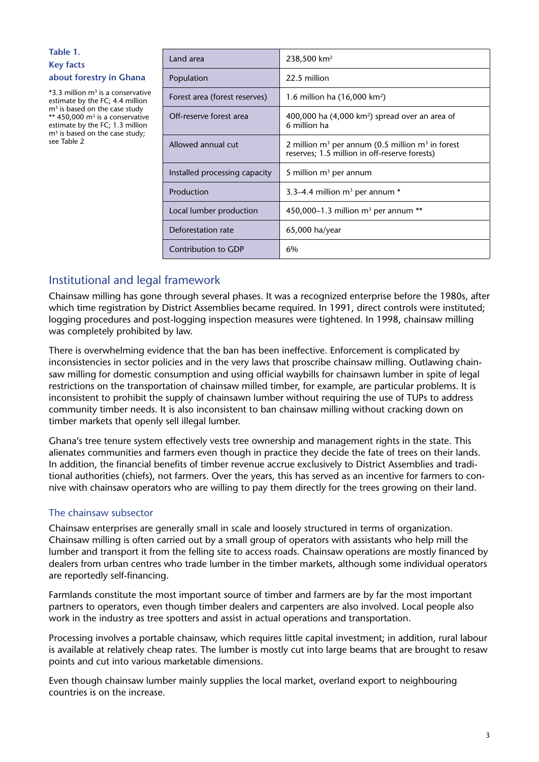**Table 1. Key facts about forestry in Ghana**

| | |
|---|---|
| Land area | 238,500 km$^2$ |
| Population | 22.5 million |
| Forest area (forest reserves) | 1.6 million ha (16,000 km$^2$) |
| Off-reserve forest area | 400,000 ha (4,000 km$^2$) spread over an area of 6 million ha |
| Allowed annual cut | 2 million m$^3$ per annum (0.5 million m$^3$ in forest reserves; 1.5 million in off-reserve forests) |
| Installed processing capacity | 5 million m$^3$ per annum |
| Production | 3.3–4.4 million m$^3$ per annum * |
| Local lumber production | 450,000–1.3 million m$^3$ per annum ** |
| Deforestation rate | 65,000 ha/year |
| Contribution to GDP | 6% |

*3.3 million m$^3$ is a conservative estimate by the FC; 4.4 million m$^3$ is based on the case study
** 450,000 m$^3$ is a conservative estimate by the FC; 1.3 million m$^3$ is based on the case study; see Table 2

## Institutional and legal framework

Chainsaw milling has gone through several phases. It was a recognized enterprise before the 1980s, after which time registration by District Assemblies became required. In 1991, direct controls were instituted; logging procedures and post-logging inspection measures were tightened. In 1998, chainsaw milling was completely prohibited by law.

There is overwhelming evidence that the ban has been ineffective. Enforcement is complicated by inconsistencies in sector policies and in the very laws that proscribe chainsaw milling. Outlawing chainsaw milling for domestic consumption and using official waybills for chainsawn lumber in spite of legal restrictions on the transportation of chainsaw milled timber, for example, are particular problems. It is inconsistent to prohibit the supply of chainsawn lumber without requiring the use of TUPs to address community timber needs. It is also inconsistent to ban chainsaw milling without cracking down on timber markets that openly sell illegal lumber.

Ghana's tree tenure system effectively vests tree ownership and management rights in the state. This alienates communities and farmers even though in practice they decide the fate of trees on their lands. In addition, the financial benefits of timber revenue accrue exclusively to District Assemblies and traditional authorities (chiefs), not farmers. Over the years, this has served as an incentive for farmers to connive with chainsaw operators who are willing to pay them directly for the trees growing on their land.

### The chainsaw subsector

Chainsaw enterprises are generally small in scale and loosely structured in terms of organization. Chainsaw milling is often carried out by a small group of operators with assistants who help mill the lumber and transport it from the felling site to access roads. Chainsaw operations are mostly financed by dealers from urban centres who trade lumber in the timber markets, although some individual operators are reportedly self-financing.

Farmlands constitute the most important source of timber and farmers are by far the most important partners to operators, even though timber dealers and carpenters are also involved. Local people also work in the industry as tree spotters and assist in actual operations and transportation.

Processing involves a portable chainsaw, which requires little capital investment; in addition, rural labour is available at relatively cheap rates. The lumber is mostly cut into large beams that are brought to resaw points and cut into various marketable dimensions.

Even though chainsaw lumber mainly supplies the local market, overland export to neighbouring countries is on the increase.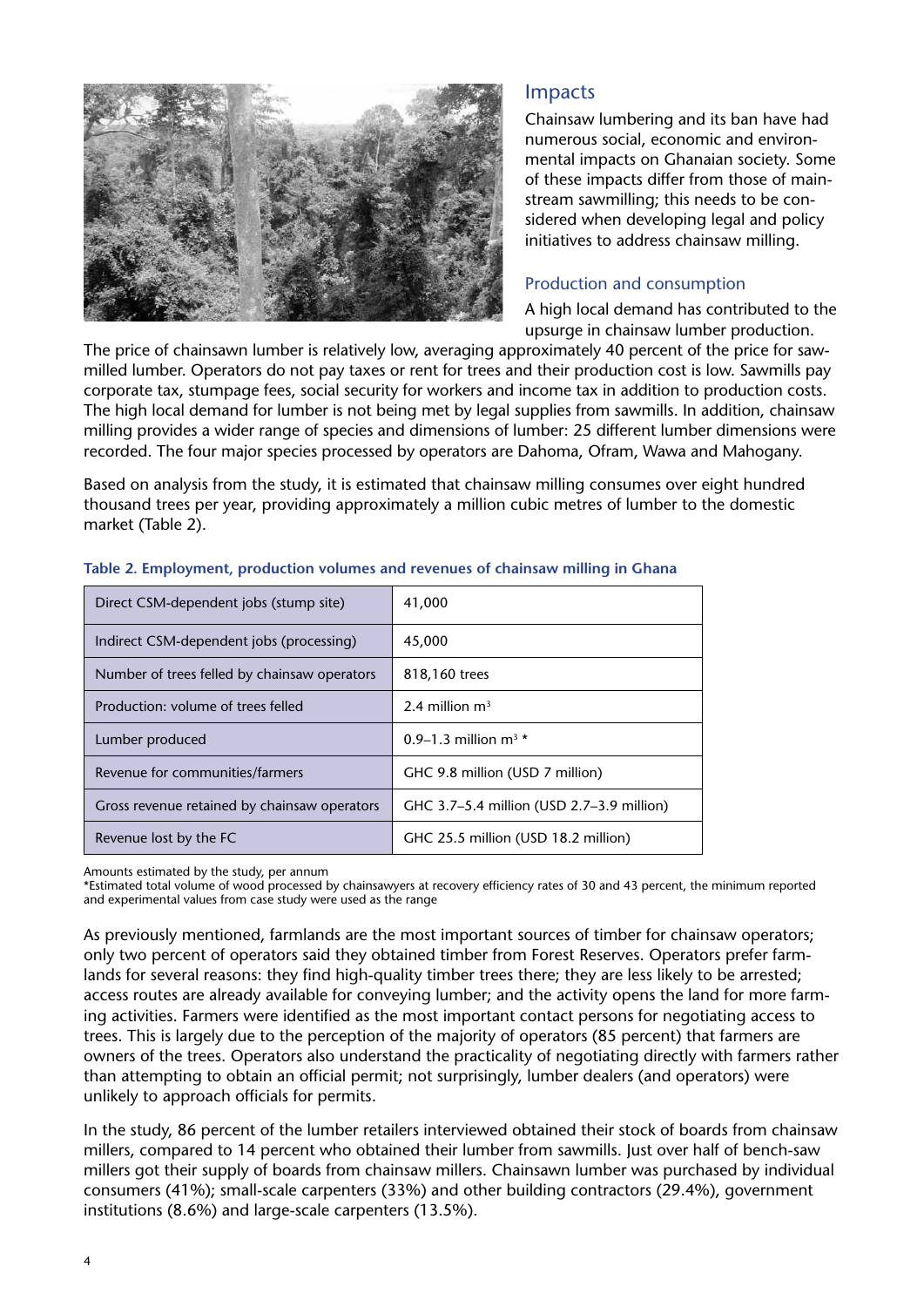## Impacts

Chainsaw lumbering and its ban have had numerous social, economic and environmental impacts on Ghanaian society. Some of these impacts differ from those of mainstream sawmilling; this needs to be considered when developing legal and policy initiatives to address chainsaw milling.

### Production and consumption

A high local demand has contributed to the upsurge in chainsaw lumber production. The price of chainsawn lumber is relatively low, averaging approximately 40 percent of the price for sawmilled lumber. Operators do not pay taxes or rent for trees and their production cost is low. Sawmills pay corporate tax, stumpage fees, social security for workers and income tax in addition to production costs. The high local demand for lumber is not being met by legal supplies from sawmills. In addition, chainsaw milling provides a wider range of species and dimensions of lumber: 25 different lumber dimensions were recorded. The four major species processed by operators are Dahoma, Ofram, Wawa and Mahogany.

Based on analysis from the study, it is estimated that chainsaw milling consumes over eight hundred thousand trees per year, providing approximately a million cubic metres of lumber to the domestic market (Table 2).

**Table 2. Employment, production volumes and revenues of chainsaw milling in Ghana**

| | |
|---|---|
| Direct CSM-dependent jobs (stump site) | 41,000 |
| Indirect CSM-dependent jobs (processing) | 45,000 |
| Number of trees felled by chainsaw operators | 818,160 trees |
| Production: volume of trees felled | 2.4 million $m^3$ |
| Lumber produced | 0.9–1.3 million $m^3$ * |
| Revenue for communities/farmers | GHC 9.8 million (USD 7 million) |
| Gross revenue retained by chainsaw operators | GHC 3.7–5.4 million (USD 2.7–3.9 million) |
| Revenue lost by the FC | GHC 25.5 million (USD 18.2 million) |

Amounts estimated by the study, per annum

*Estimated total volume of wood processed by chainsawyers at recovery efficiency rates of 30 and 43 percent, the minimum reported and experimental values from case study were used as the range

As previously mentioned, farmlands are the most important sources of timber for chainsaw operators; only two percent of operators said they obtained timber from Forest Reserves. Operators prefer farmlands for several reasons: they find high-quality timber trees there; they are less likely to be arrested; access routes are already available for conveying lumber; and the activity opens the land for more farming activities. Farmers were identified as the most important contact persons for negotiating access to trees. This is largely due to the perception of the majority of operators (85 percent) that farmers are owners of the trees. Operators also understand the practicality of negotiating directly with farmers rather than attempting to obtain an official permit; not surprisingly, lumber dealers (and operators) were unlikely to approach officials for permits.

In the study, 86 percent of the lumber retailers interviewed obtained their stock of boards from chainsaw millers, compared to 14 percent who obtained their lumber from sawmills. Just over half of bench-saw millers got their supply of boards from chainsaw millers. Chainsawn lumber was purchased by individual consumers (41%); small-scale carpenters (33%) and other building contractors (29.4%), government institutions (8.6%) and large-scale carpenters (13.5%).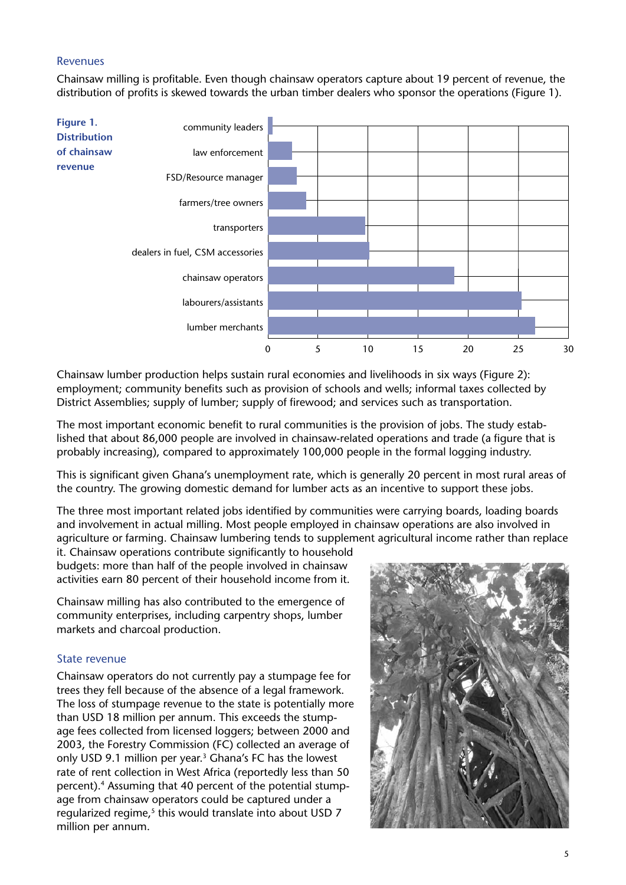## Revenues

Chainsaw milling is profitable. Even though chainsaw operators capture about 19 percent of revenue, the distribution of profits is skewed towards the urban timber dealers who sponsor the operations (Figure 1).

**Figure 1. Distribution of chainsaw revenue**

Chainsaw lumber production helps sustain rural economies and livelihoods in six ways (Figure 2): employment; community benefits such as provision of schools and wells; informal taxes collected by District Assemblies; supply of lumber; supply of firewood; and services such as transportation.

The most important economic benefit to rural communities is the provision of jobs. The study established that about 86,000 people are involved in chainsaw-related operations and trade (a figure that is probably increasing), compared to approximately 100,000 people in the formal logging industry.

This is significant given Ghana's unemployment rate, which is generally 20 percent in most rural areas of the country. The growing domestic demand for lumber acts as an incentive to support these jobs.

The three most important related jobs identified by communities were carrying boards, loading boards and involvement in actual milling. Most people employed in chainsaw operations are also involved in agriculture or farming. Chainsaw lumbering tends to supplement agricultural income rather than replace it. Chainsaw operations contribute significantly to household budgets: more than half of the people involved in chainsaw activities earn 80 percent of their household income from it.

Chainsaw milling has also contributed to the emergence of community enterprises, including carpentry shops, lumber markets and charcoal production.

## State revenue

Chainsaw operators do not currently pay a stumpage fee for trees they fell because of the absence of a legal framework. The loss of stumpage revenue to the state is potentially more than USD 18 million per annum. This exceeds the stumpage fees collected from licensed loggers; between 2000 and 2003, the Forestry Commission (FC) collected an average of only USD 9.1 million per year.[3] Ghana's FC has the lowest rate of rent collection in West Africa (reportedly less than 50 percent).[4] Assuming that 40 percent of the potential stumpage from chainsaw operators could be captured under a regularized regime,[5] this would translate into about USD 7 million per annum.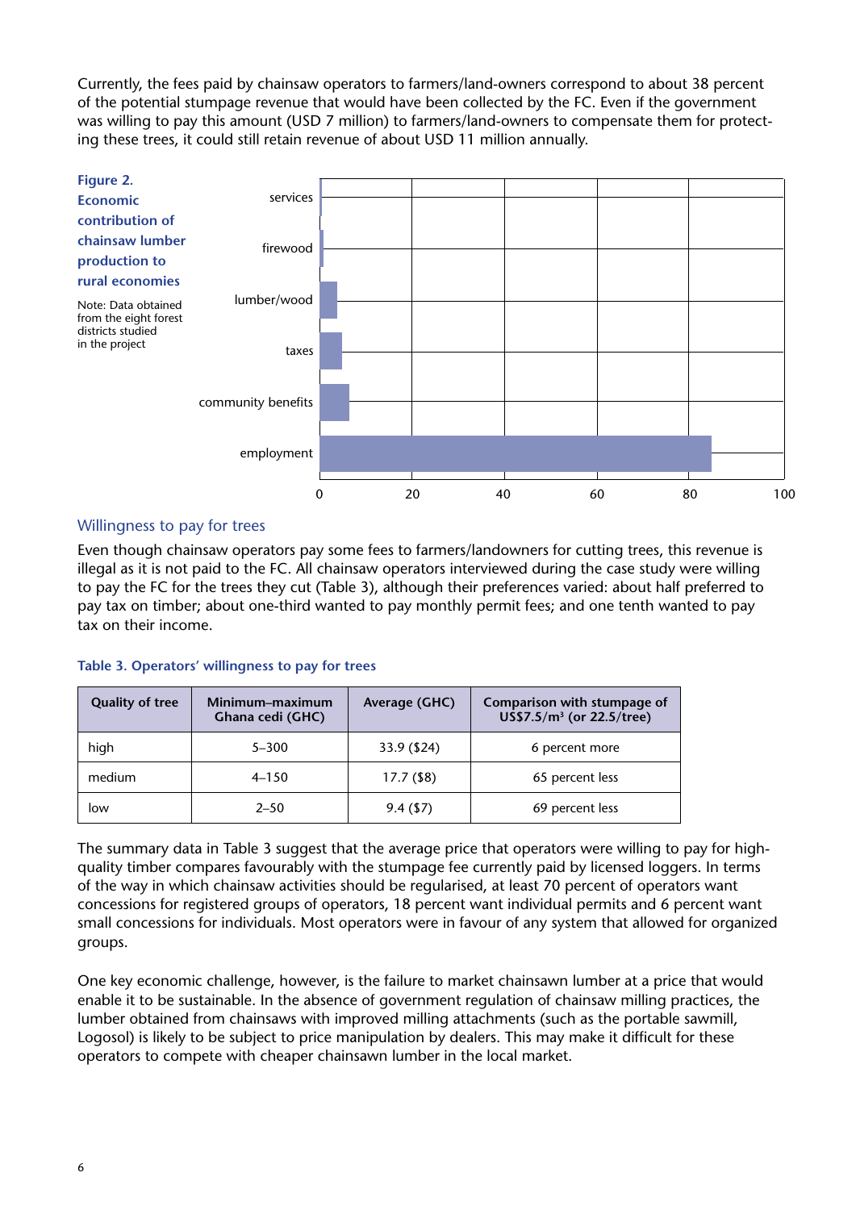Currently, the fees paid by chainsaw operators to farmers/land-owners correspond to about 38 percent of the potential stumpage revenue that would have been collected by the FC. Even if the government was willing to pay this amount (USD 7 million) to farmers/land-owners to compensate them for protecting these trees, it could still retain revenue of about USD 11 million annually.

**Figure 2. Economic contribution of chainsaw lumber production to rural economies**

Note: Data obtained from the eight forest districts studied in the project

## Willingness to pay for trees

Even though chainsaw operators pay some fees to farmers/landowners for cutting trees, this revenue is illegal as it is not paid to the FC. All chainsaw operators interviewed during the case study were willing to pay the FC for the trees they cut (Table 3), although their preferences varied: about half preferred to pay tax on timber; about one-third wanted to pay monthly permit fees; and one tenth wanted to pay tax on their income.

**Table 3. Operators' willingness to pay for trees**

| Quality of tree | Minimum–maximum Ghana cedi (GHC) | Average (GHC) | Comparison with stumpage of US$7.5/m³ (or 22.5/tree) |
|---|---|---|---|
| high | 5–300 | 33.9 ($24) | 6 percent more |
| medium | 4–150 | 17.7 ($8) | 65 percent less |
| low | 2–50 | 9.4 ($7) | 69 percent less |

The summary data in Table 3 suggest that the average price that operators were willing to pay for high-quality timber compares favourably with the stumpage fee currently paid by licensed loggers. In terms of the way in which chainsaw activities should be regularised, at least 70 percent of operators want concessions for registered groups of operators, 18 percent want individual permits and 6 percent want small concessions for individuals. Most operators were in favour of any system that allowed for organized groups.

One key economic challenge, however, is the failure to market chainsawn lumber at a price that would enable it to be sustainable. In the absence of government regulation of chainsaw milling practices, the lumber obtained from chainsaws with improved milling attachments (such as the portable sawmill, Logosol) is likely to be subject to price manipulation by dealers. This may make it difficult for these operators to compete with cheaper chainsawn lumber in the local market.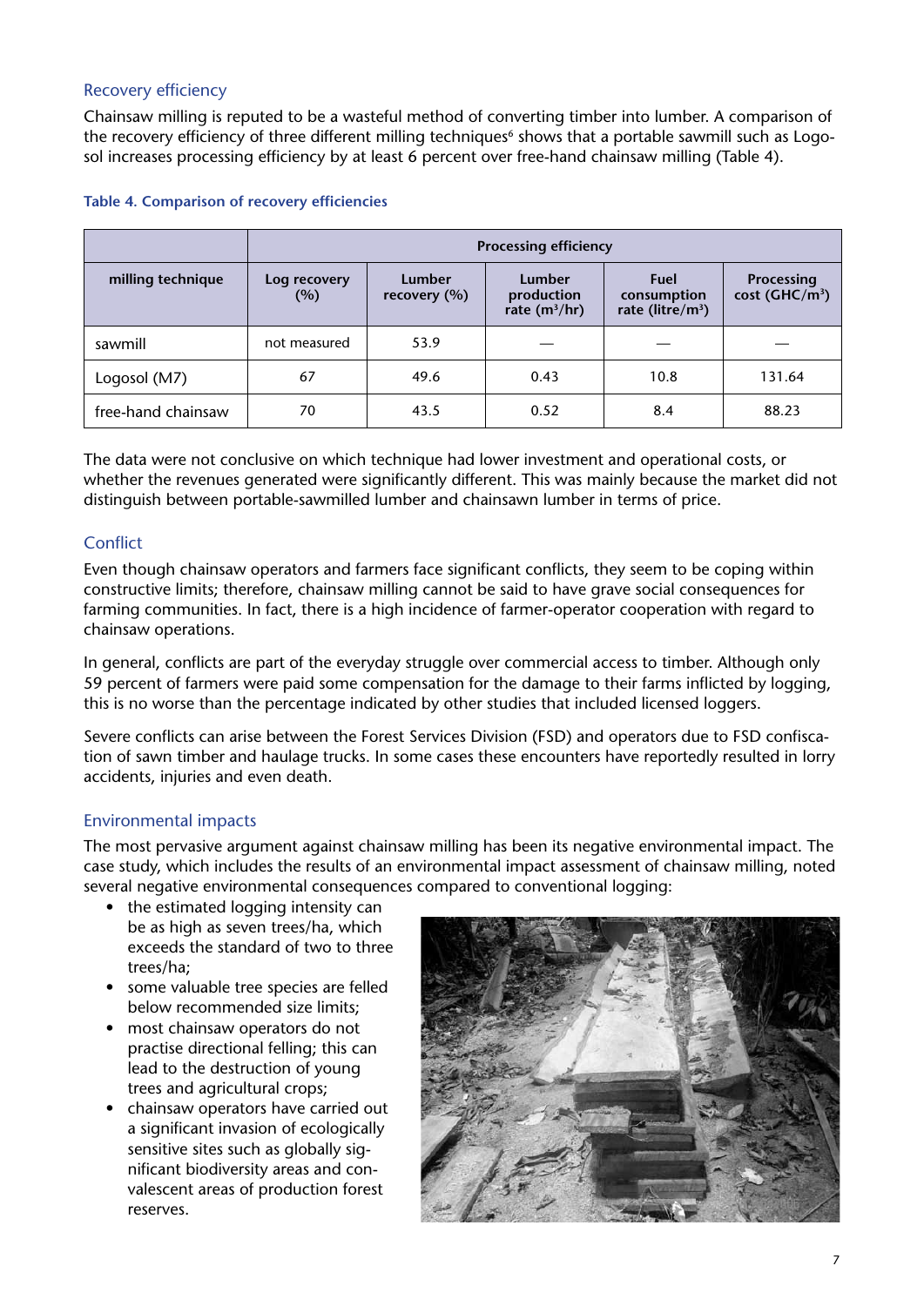## Recovery efficiency

Chainsaw milling is reputed to be a wasteful method of converting timber into lumber. A comparison of the recovery efficiency of three different milling techniques[6] shows that a portable sawmill such as Logosol increases processing efficiency by at least 6 percent over free-hand chainsaw milling (Table 4).

**Table 4. Comparison of recovery efficiencies**

| milling technique | Processing efficiency | | | | |
|---|---|---|---|---|---|
| | Log recovery (%) | Lumber recovery (%) | Lumber production rate ($m^3$/hr) | Fuel consumption rate (litre/$m^3$) | Processing cost (GHC/$m^3$) |
| sawmill | not measured | 53.9 | — | — | — |
| Logosol (M7) | 67 | 49.6 | 0.43 | 10.8 | 131.64 |
| free-hand chainsaw | 70 | 43.5 | 0.52 | 8.4 | 88.23 |

The data were not conclusive on which technique had lower investment and operational costs, or whether the revenues generated were significantly different. This was mainly because the market did not distinguish between portable-sawmilled lumber and chainsawn lumber in terms of price.

## Conflict

Even though chainsaw operators and farmers face significant conflicts, they seem to be coping within constructive limits; therefore, chainsaw milling cannot be said to have grave social consequences for farming communities. In fact, there is a high incidence of farmer-operator cooperation with regard to chainsaw operations.

In general, conflicts are part of the everyday struggle over commercial access to timber. Although only 59 percent of farmers were paid some compensation for the damage to their farms inflicted by logging, this is no worse than the percentage indicated by other studies that included licensed loggers.

Severe conflicts can arise between the Forest Services Division (FSD) and operators due to FSD confiscation of sawn timber and haulage trucks. In some cases these encounters have reportedly resulted in lorry accidents, injuries and even death.

## Environmental impacts

The most pervasive argument against chainsaw milling has been its negative environmental impact. The case study, which includes the results of an environmental impact assessment of chainsaw milling, noted several negative environmental consequences compared to conventional logging:

- the estimated logging intensity can be as high as seven trees/ha, which exceeds the standard of two to three trees/ha;
- some valuable tree species are felled below recommended size limits;
- most chainsaw operators do not practise directional felling; this can lead to the destruction of young trees and agricultural crops;
- chainsaw operators have carried out a significant invasion of ecologically sensitive sites such as globally significant biodiversity areas and convalescent areas of production forest reserves.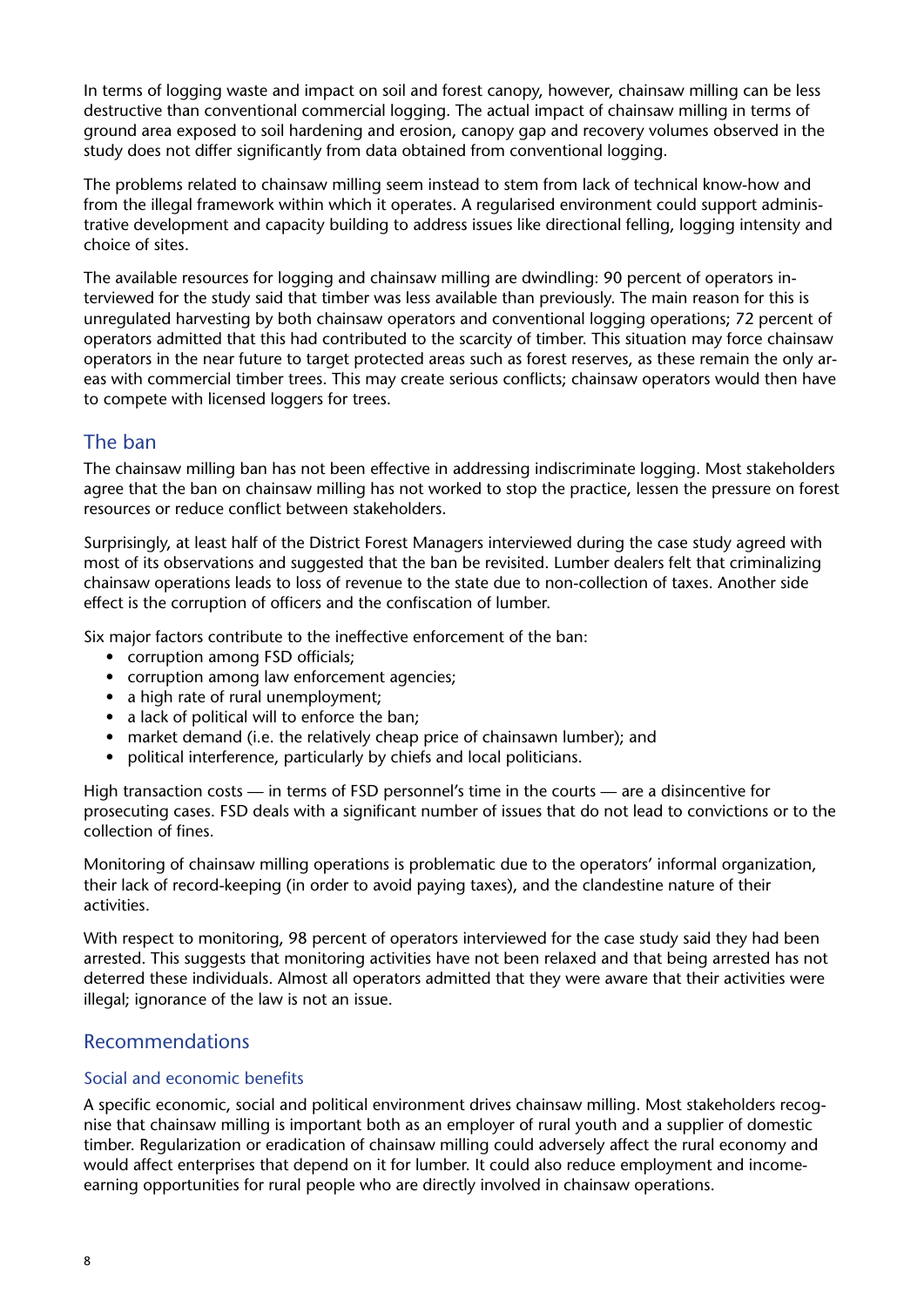In terms of logging waste and impact on soil and forest canopy, however, chainsaw milling can be less destructive than conventional commercial logging. The actual impact of chainsaw milling in terms of ground area exposed to soil hardening and erosion, canopy gap and recovery volumes observed in the study does not differ significantly from data obtained from conventional logging.

The problems related to chainsaw milling seem instead to stem from lack of technical know-how and from the illegal framework within which it operates. A regularised environment could support administrative development and capacity building to address issues like directional felling, logging intensity and choice of sites.

The available resources for logging and chainsaw milling are dwindling: 90 percent of operators interviewed for the study said that timber was less available than previously. The main reason for this is unregulated harvesting by both chainsaw operators and conventional logging operations; 72 percent of operators admitted that this had contributed to the scarcity of timber. This situation may force chainsaw operators in the near future to target protected areas such as forest reserves, as these remain the only areas with commercial timber trees. This may create serious conflicts; chainsaw operators would then have to compete with licensed loggers for trees.

## The ban

The chainsaw milling ban has not been effective in addressing indiscriminate logging. Most stakeholders agree that the ban on chainsaw milling has not worked to stop the practice, lessen the pressure on forest resources or reduce conflict between stakeholders.

Surprisingly, at least half of the District Forest Managers interviewed during the case study agreed with most of its observations and suggested that the ban be revisited. Lumber dealers felt that criminalizing chainsaw operations leads to loss of revenue to the state due to non-collection of taxes. Another side effect is the corruption of officers and the confiscation of lumber.

Six major factors contribute to the ineffective enforcement of the ban:

- corruption among FSD officials;
- corruption among law enforcement agencies;
- a high rate of rural unemployment;
- a lack of political will to enforce the ban;
- market demand (i.e. the relatively cheap price of chainsawn lumber); and
- political interference, particularly by chiefs and local politicians.

High transaction costs — in terms of FSD personnel's time in the courts — are a disincentive for prosecuting cases. FSD deals with a significant number of issues that do not lead to convictions or to the collection of fines.

Monitoring of chainsaw milling operations is problematic due to the operators' informal organization, their lack of record-keeping (in order to avoid paying taxes), and the clandestine nature of their activities.

With respect to monitoring, 98 percent of operators interviewed for the case study said they had been arrested. This suggests that monitoring activities have not been relaxed and that being arrested has not deterred these individuals. Almost all operators admitted that they were aware that their activities were illegal; ignorance of the law is not an issue.

## Recommendations

### Social and economic benefits

A specific economic, social and political environment drives chainsaw milling. Most stakeholders recognise that chainsaw milling is important both as an employer of rural youth and a supplier of domestic timber. Regularization or eradication of chainsaw milling could adversely affect the rural economy and would affect enterprises that depend on it for lumber. It could also reduce employment and income-earning opportunities for rural people who are directly involved in chainsaw operations.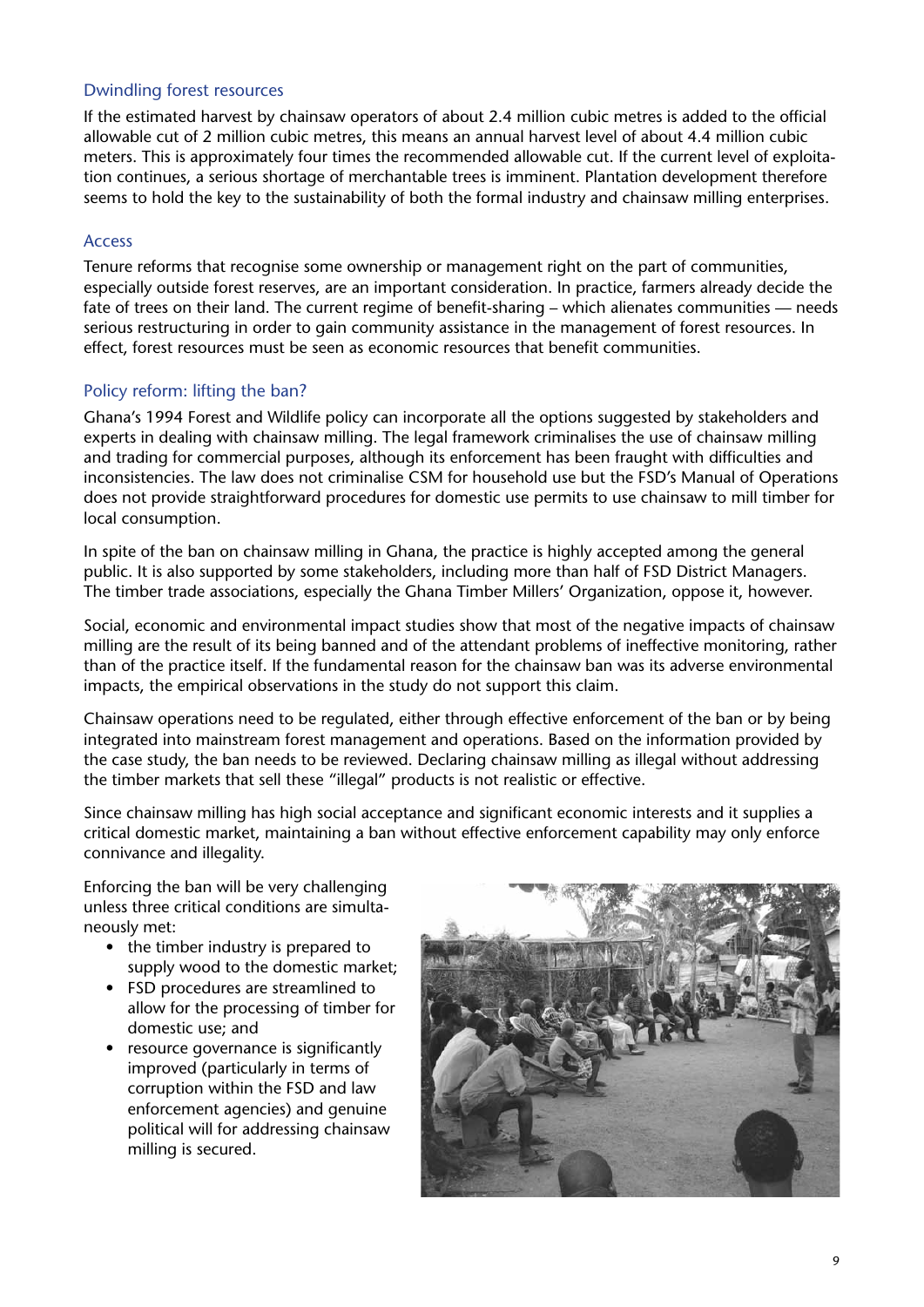## Dwindling forest resources

If the estimated harvest by chainsaw operators of about 2.4 million cubic metres is added to the official allowable cut of 2 million cubic metres, this means an annual harvest level of about 4.4 million cubic meters. This is approximately four times the recommended allowable cut. If the current level of exploitation continues, a serious shortage of merchantable trees is imminent. Plantation development therefore seems to hold the key to the sustainability of both the formal industry and chainsaw milling enterprises.

## Access

Tenure reforms that recognise some ownership or management right on the part of communities, especially outside forest reserves, are an important consideration. In practice, farmers already decide the fate of trees on their land. The current regime of benefit-sharing – which alienates communities — needs serious restructuring in order to gain community assistance in the management of forest resources. In effect, forest resources must be seen as economic resources that benefit communities.

## Policy reform: lifting the ban?

Ghana's 1994 Forest and Wildlife policy can incorporate all the options suggested by stakeholders and experts in dealing with chainsaw milling. The legal framework criminalises the use of chainsaw milling and trading for commercial purposes, although its enforcement has been fraught with difficulties and inconsistencies. The law does not criminalise CSM for household use but the FSD's Manual of Operations does not provide straightforward procedures for domestic use permits to use chainsaw to mill timber for local consumption.

In spite of the ban on chainsaw milling in Ghana, the practice is highly accepted among the general public. It is also supported by some stakeholders, including more than half of FSD District Managers. The timber trade associations, especially the Ghana Timber Millers' Organization, oppose it, however.

Social, economic and environmental impact studies show that most of the negative impacts of chainsaw milling are the result of its being banned and of the attendant problems of ineffective monitoring, rather than of the practice itself. If the fundamental reason for the chainsaw ban was its adverse environmental impacts, the empirical observations in the study do not support this claim.

Chainsaw operations need to be regulated, either through effective enforcement of the ban or by being integrated into mainstream forest management and operations. Based on the information provided by the case study, the ban needs to be reviewed. Declaring chainsaw milling as illegal without addressing the timber markets that sell these "illegal" products is not realistic or effective.

Since chainsaw milling has high social acceptance and significant economic interests and it supplies a critical domestic market, maintaining a ban without effective enforcement capability may only enforce connivance and illegality.

Enforcing the ban will be very challenging unless three critical conditions are simultaneously met:

- the timber industry is prepared to supply wood to the domestic market;
- FSD procedures are streamlined to allow for the processing of timber for domestic use; and
- resource governance is significantly improved (particularly in terms of corruption within the FSD and law enforcement agencies) and genuine political will for addressing chainsaw milling is secured.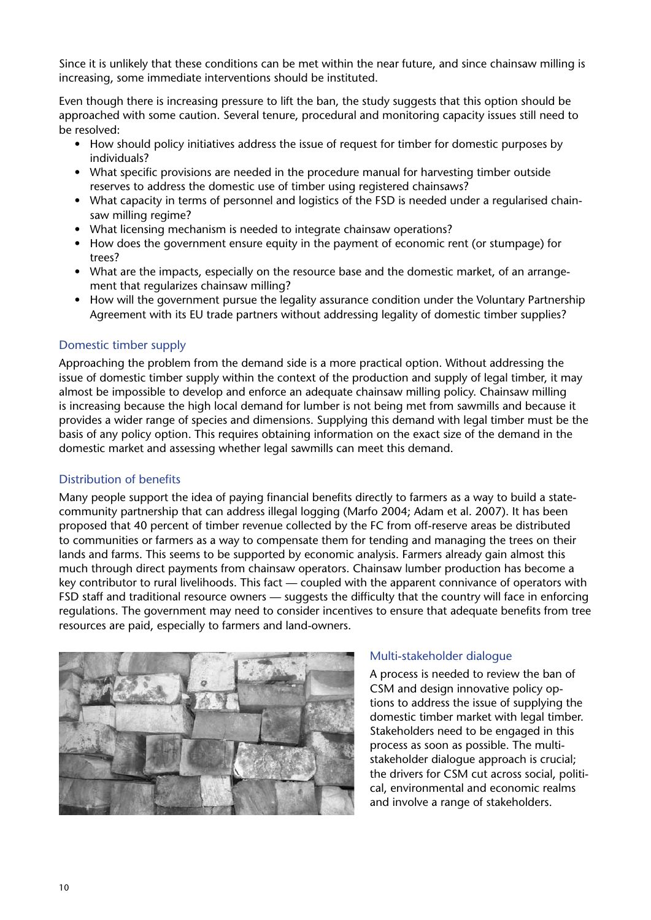Since it is unlikely that these conditions can be met within the near future, and since chainsaw milling is increasing, some immediate interventions should be instituted.

Even though there is increasing pressure to lift the ban, the study suggests that this option should be approached with some caution. Several tenure, procedural and monitoring capacity issues still need to be resolved:

- How should policy initiatives address the issue of request for timber for domestic purposes by individuals?
- What specific provisions are needed in the procedure manual for harvesting timber outside reserves to address the domestic use of timber using registered chainsaws?
- What capacity in terms of personnel and logistics of the FSD is needed under a regularised chainsaw milling regime?
- What licensing mechanism is needed to integrate chainsaw operations?
- How does the government ensure equity in the payment of economic rent (or stumpage) for trees?
- What are the impacts, especially on the resource base and the domestic market, of an arrangement that regularizes chainsaw milling?
- How will the government pursue the legality assurance condition under the Voluntary Partnership Agreement with its EU trade partners without addressing legality of domestic timber supplies?

### Domestic timber supply

Approaching the problem from the demand side is a more practical option. Without addressing the issue of domestic timber supply within the context of the production and supply of legal timber, it may almost be impossible to develop and enforce an adequate chainsaw milling policy. Chainsaw milling is increasing because the high local demand for lumber is not being met from sawmills and because it provides a wider range of species and dimensions. Supplying this demand with legal timber must be the basis of any policy option. This requires obtaining information on the exact size of the demand in the domestic market and assessing whether legal sawmills can meet this demand.

### Distribution of benefits

Many people support the idea of paying financial benefits directly to farmers as a way to build a state-community partnership that can address illegal logging (Marfo 2004; Adam et al. 2007). It has been proposed that 40 percent of timber revenue collected by the FC from off-reserve areas be distributed to communities or farmers as a way to compensate them for tending and managing the trees on their lands and farms. This seems to be supported by economic analysis. Farmers already gain almost this much through direct payments from chainsaw operators. Chainsaw lumber production has become a key contributor to rural livelihoods. This fact — coupled with the apparent connivance of operators with FSD staff and traditional resource owners — suggests the difficulty that the country will face in enforcing regulations. The government may need to consider incentives to ensure that adequate benefits from tree resources are paid, especially to farmers and land-owners.

### Multi-stakeholder dialogue

A process is needed to review the ban of CSM and design innovative policy options to address the issue of supplying the domestic timber market with legal timber. Stakeholders need to be engaged in this process as soon as possible. The multi-stakeholder dialogue approach is crucial; the drivers for CSM cut across social, political, environmental and economic realms and involve a range of stakeholders.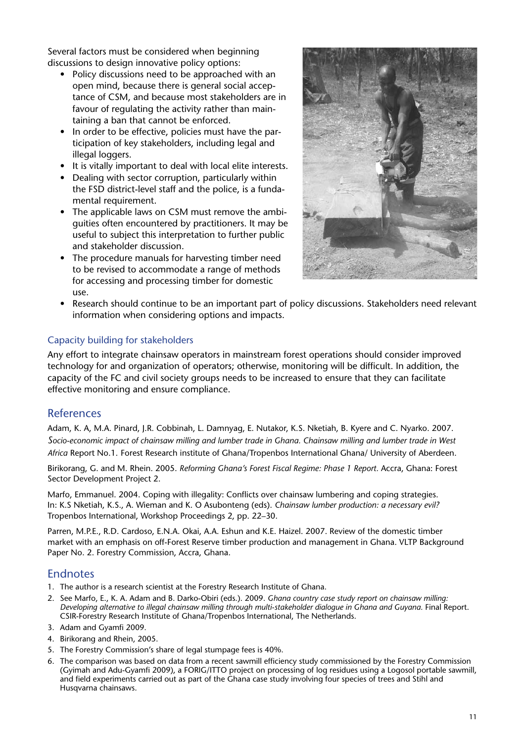Several factors must be considered when beginning discussions to design innovative policy options:

- Policy discussions need to be approached with an open mind, because there is general social acceptance of CSM, and because most stakeholders are in favour of regulating the activity rather than maintaining a ban that cannot be enforced.
- In order to be effective, policies must have the participation of key stakeholders, including legal and illegal loggers.
- It is vitally important to deal with local elite interests.
- Dealing with sector corruption, particularly within the FSD district-level staff and the police, is a fundamental requirement.
- The applicable laws on CSM must remove the ambiguities often encountered by practitioners. It may be useful to subject this interpretation to further public and stakeholder discussion.
- The procedure manuals for harvesting timber need to be revised to accommodate a range of methods for accessing and processing timber for domestic use.
- Research should continue to be an important part of policy discussions. Stakeholders need relevant information when considering options and impacts.

### Capacity building for stakeholders

Any effort to integrate chainsaw operators in mainstream forest operations should consider improved technology for and organization of operators; otherwise, monitoring will be difficult. In addition, the capacity of the FC and civil society groups needs to be increased to ensure that they can facilitate effective monitoring and ensure compliance.

## References

Adam, K. A, M.A. Pinard, J.R. Cobbinah, L. Damnyag, E. Nutakor, K.S. Nketiah, B. Kyere and C. Nyarko. 2007. *Socio-economic impact of chainsaw milling and lumber trade in Ghana. Chainsaw milling and lumber trade in West Africa* Report No.1. Forest Research institute of Ghana/Tropenbos International Ghana/ University of Aberdeen.

Birikorang, G. and M. Rhein. 2005. *Reforming Ghana's Forest Fiscal Regime: Phase 1 Report.* Accra, Ghana: Forest Sector Development Project 2.

Marfo, Emmanuel. 2004. Coping with illegality: Conflicts over chainsaw lumbering and coping strategies. In: K.S Nketiah, K.S., A. Wieman and K. O Asubonteng (eds). *Chainsaw lumber production: a necessary evil?* Tropenbos International, Workshop Proceedings 2, pp. 22–30.

Parren, M.P.E., R.D. Cardoso, E.N.A. Okai, A.A. Eshun and K.E. Haizel. 2007. Review of the domestic timber market with an emphasis on off-Forest Reserve timber production and management in Ghana. VLTP Background Paper No. 2. Forestry Commission, Accra, Ghana.

## Endnotes

1. The author is a research scientist at the Forestry Research Institute of Ghana.
2. See Marfo, E., K. A. Adam and B. Darko-Obiri (eds.). 2009. *Ghana country case study report on chainsaw milling: Developing alternative to illegal chainsaw milling through multi-stakeholder dialogue in Ghana and Guyana.* Final Report. CSIR-Forestry Research Institute of Ghana/Tropenbos International, The Netherlands.
3. Adam and Gyamfi 2009.
4. Birikorang and Rhein, 2005.
5. The Forestry Commission's share of legal stumpage fees is 40%.
6. The comparison was based on data from a recent sawmill efficiency study commissioned by the Forestry Commission (Gyimah and Adu-Gyamfi 2009), a FORIG/ITTO project on processing of log residues using a Logosol portable sawmill, and field experiments carried out as part of the Ghana case study involving four species of trees and Stihl and Husqvarna chainsaws.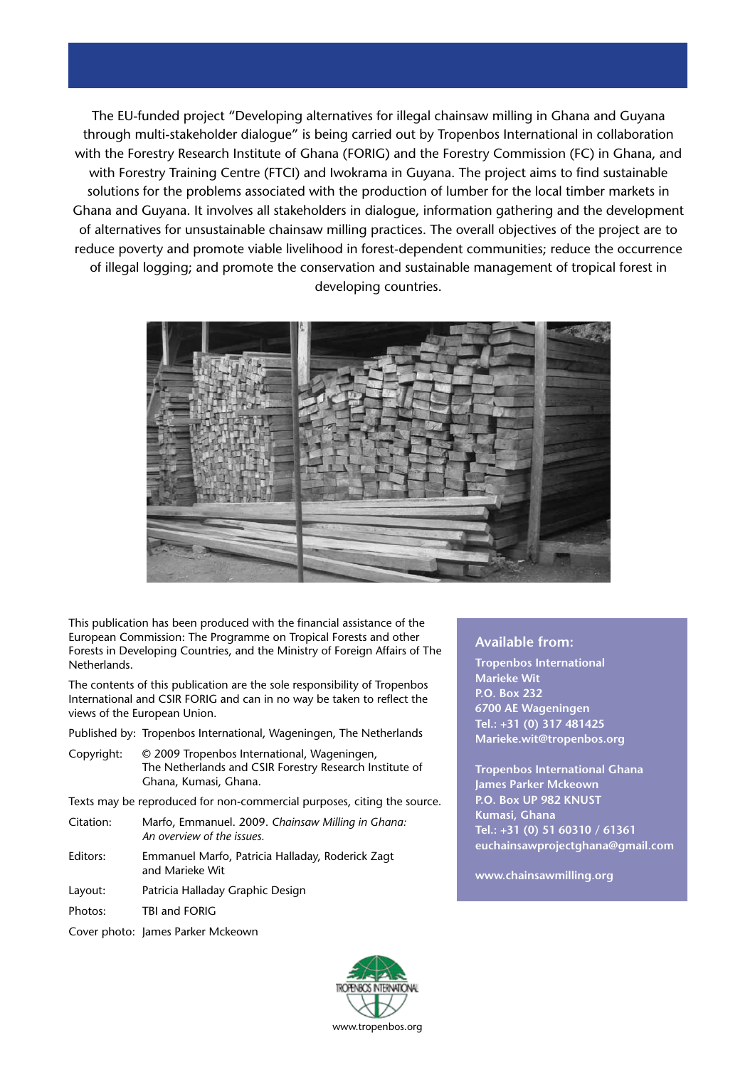The EU-funded project "Developing alternatives for illegal chainsaw milling in Ghana and Guyana through multi-stakeholder dialogue" is being carried out by Tropenbos International in collaboration with the Forestry Research Institute of Ghana (FORIG) and the Forestry Commission (FC) in Ghana, and with Forestry Training Centre (FTCI) and Iwokrama in Guyana. The project aims to find sustainable solutions for the problems associated with the production of lumber for the local timber markets in Ghana and Guyana. It involves all stakeholders in dialogue, information gathering and the development of alternatives for unsustainable chainsaw milling practices. The overall objectives of the project are to reduce poverty and promote viable livelihood in forest-dependent communities; reduce the occurrence of illegal logging; and promote the conservation and sustainable management of tropical forest in developing countries.

This publication has been produced with the financial assistance of the European Commission: The Programme on Tropical Forests and other Forests in Developing Countries, and the Ministry of Foreign Affairs of The Netherlands.

The contents of this publication are the sole responsibility of Tropenbos International and CSIR FORIG and can in no way be taken to reflect the views of the European Union.

Published by: Tropenbos International, Wageningen, The Netherlands

Copyright: © 2009 Tropenbos International, Wageningen, The Netherlands and CSIR Forestry Research Institute of Ghana, Kumasi, Ghana.

Texts may be reproduced for non-commercial purposes, citing the source.

Citation: Marfo, Emmanuel. 2009. *Chainsaw Milling in Ghana: An overview of the issues.*

Editors: Emmanuel Marfo, Patricia Halladay, Roderick Zagt and Marieke Wit

Layout: Patricia Halladay Graphic Design

Photos: TBI and FORIG

Cover photo: James Parker Mckeown

## Available from:

**Tropenbos International**
**Marieke Wit**
**P.O. Box 232**
**6700 AE Wageningen**
**Tel.: +31 (0) 317 481425**
**Marieke.wit@tropenbos.org**

**Tropenbos International Ghana**
**James Parker Mckeown**
**P.O. Box UP 982 KNUST**
**Kumasi, Ghana**
**Tel.: +31 (0) 51 60310 / 61361**
**euchainsawprojectghana@gmail.com**

**www.chainsawmilling.org**

TROPENBOS INTERNATIONAL

www.tropenbos.org